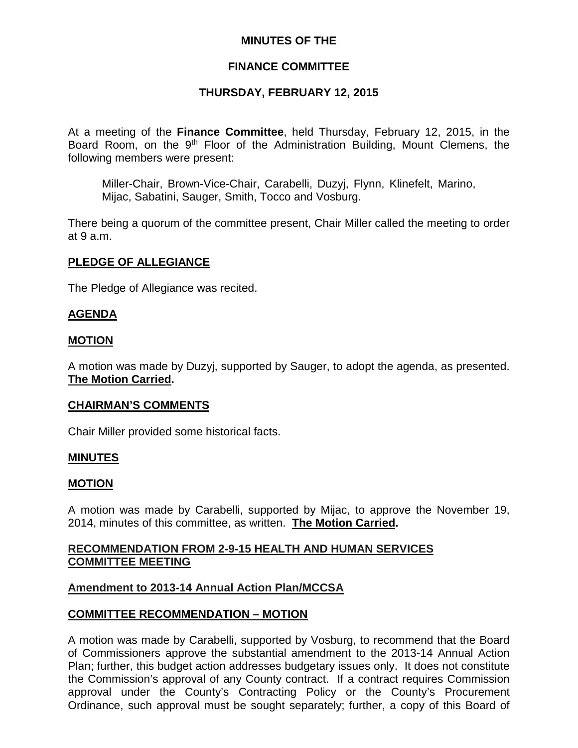# MINUTES OF THE

# FINANCE COMMITTEE

# THURSDAY, FEBRUARY 12, 2015

At a meeting of the **Finance Committee**, held Thursday, February 12, 2015, in the Board Room, on the 9th Floor of the Administration Building, Mount Clemens, the following members were present:

Miller-Chair, Brown-Vice-Chair, Carabelli, Duzyj, Flynn, Klinefelt, Marino, Mijac, Sabatini, Sauger, Smith, Tocco and Vosburg.

There being a quorum of the committee present, Chair Miller called the meeting to order at 9 a.m.

**PLEDGE OF ALLEGIANCE**

The Pledge of Allegiance was recited.

**AGENDA**

**MOTION**

A motion was made by Duzyj, supported by Sauger, to adopt the agenda, as presented. **The Motion Carried.**

**CHAIRMAN'S COMMENTS**

Chair Miller provided some historical facts.

**MINUTES**

**MOTION**

A motion was made by Carabelli, supported by Mijac, to approve the November 19, 2014, minutes of this committee, as written. **The Motion Carried.**

**RECOMMENDATION FROM 2-9-15 HEALTH AND HUMAN SERVICES COMMITTEE MEETING**

**Amendment to 2013-14 Annual Action Plan/MCCSA**

**COMMITTEE RECOMMENDATION – MOTION**

A motion was made by Carabelli, supported by Vosburg, to recommend that the Board of Commissioners approve the substantial amendment to the 2013-14 Annual Action Plan; further, this budget action addresses budgetary issues only. It does not constitute the Commission's approval of any County contract. If a contract requires Commission approval under the County's Contracting Policy or the County's Procurement Ordinance, such approval must be sought separately; further, a copy of this Board of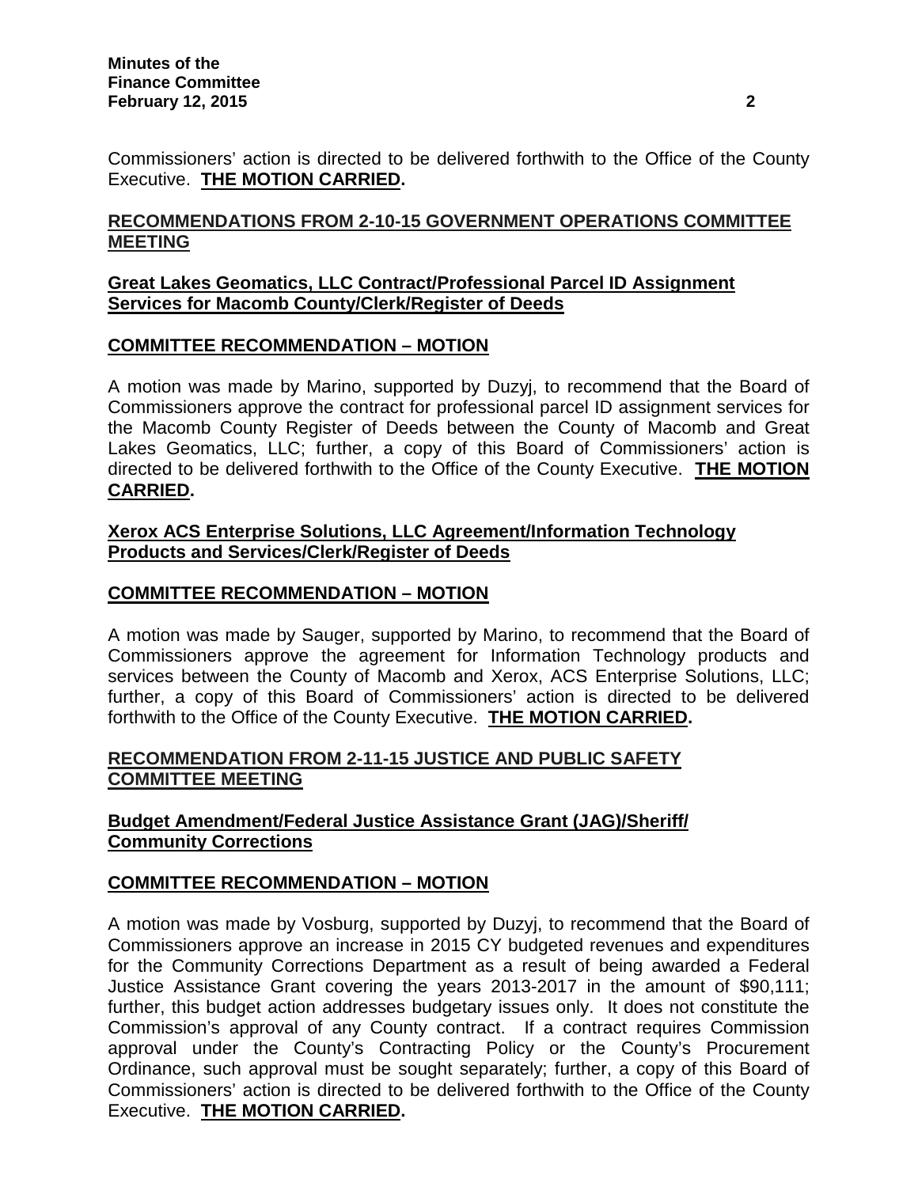Commissioners' action is directed to be delivered forthwith to the Office of the County Executive. **THE MOTION CARRIED.**

## RECOMMENDATIONS FROM 2-10-15 GOVERNMENT OPERATIONS COMMITTEE MEETING

### Great Lakes Geomatics, LLC Contract/Professional Parcel ID Assignment Services for Macomb County/Clerk/Register of Deeds

### COMMITTEE RECOMMENDATION – MOTION

A motion was made by Marino, supported by Duzyj, to recommend that the Board of Commissioners approve the contract for professional parcel ID assignment services for the Macomb County Register of Deeds between the County of Macomb and Great Lakes Geomatics, LLC; further, a copy of this Board of Commissioners' action is directed to be delivered forthwith to the Office of the County Executive. **THE MOTION CARRIED.**

### Xerox ACS Enterprise Solutions, LLC Agreement/Information Technology Products and Services/Clerk/Register of Deeds

### COMMITTEE RECOMMENDATION – MOTION

A motion was made by Sauger, supported by Marino, to recommend that the Board of Commissioners approve the agreement for Information Technology products and services between the County of Macomb and Xerox, ACS Enterprise Solutions, LLC; further, a copy of this Board of Commissioners' action is directed to be delivered forthwith to the Office of the County Executive. **THE MOTION CARRIED.**

## RECOMMENDATION FROM 2-11-15 JUSTICE AND PUBLIC SAFETY COMMITTEE MEETING

### Budget Amendment/Federal Justice Assistance Grant (JAG)/Sheriff/Community Corrections

### COMMITTEE RECOMMENDATION – MOTION

A motion was made by Vosburg, supported by Duzyj, to recommend that the Board of Commissioners approve an increase in 2015 CY budgeted revenues and expenditures for the Community Corrections Department as a result of being awarded a Federal Justice Assistance Grant covering the years 2013-2017 in the amount of $90,111; further, this budget action addresses budgetary issues only. It does not constitute the Commission's approval of any County contract. If a contract requires Commission approval under the County's Contracting Policy or the County's Procurement Ordinance, such approval must be sought separately; further, a copy of this Board of Commissioners' action is directed to be delivered forthwith to the Office of the County Executive. **THE MOTION CARRIED.**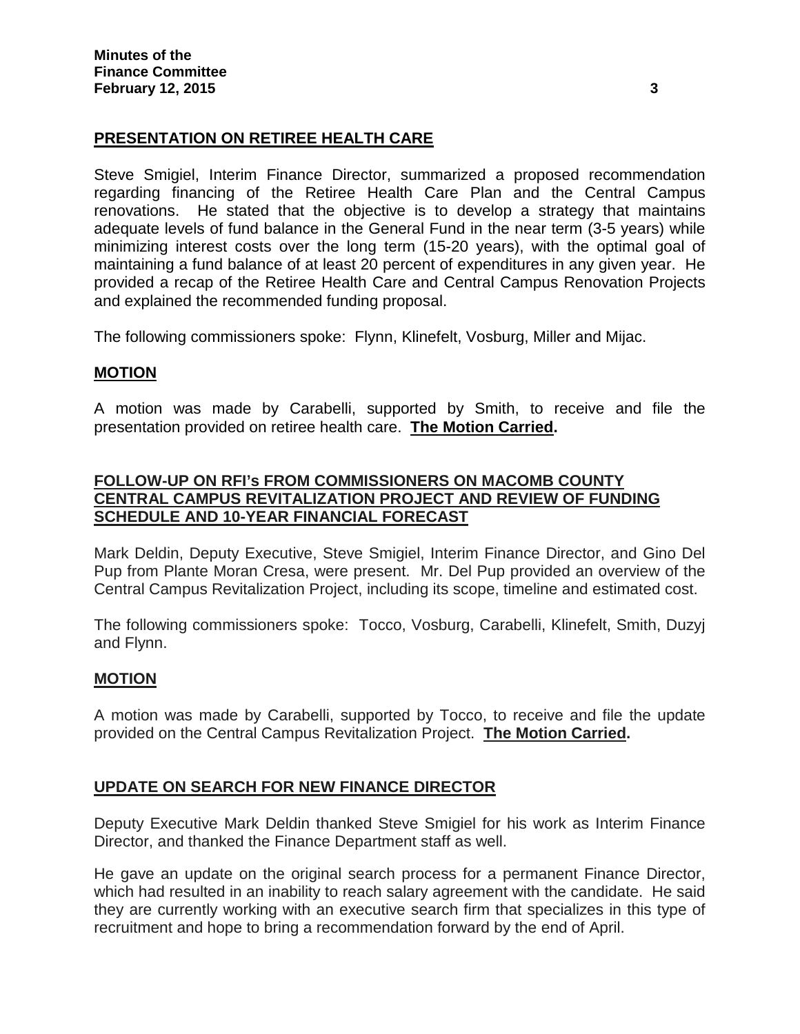## PRESENTATION ON RETIREE HEALTH CARE

Steve Smigiel, Interim Finance Director, summarized a proposed recommendation regarding financing of the Retiree Health Care Plan and the Central Campus renovations. He stated that the objective is to develop a strategy that maintains adequate levels of fund balance in the General Fund in the near term (3-5 years) while minimizing interest costs over the long term (15-20 years), with the optimal goal of maintaining a fund balance of at least 20 percent of expenditures in any given year. He provided a recap of the Retiree Health Care and Central Campus Renovation Projects and explained the recommended funding proposal.

The following commissioners spoke: Flynn, Klinefelt, Vosburg, Miller and Mijac.

## MOTION

A motion was made by Carabelli, supported by Smith, to receive and file the presentation provided on retiree health care. **The Motion Carried.**

## FOLLOW-UP ON RFI's FROM COMMISSIONERS ON MACOMB COUNTY CENTRAL CAMPUS REVITALIZATION PROJECT AND REVIEW OF FUNDING SCHEDULE AND 10-YEAR FINANCIAL FORECAST

Mark Deldin, Deputy Executive, Steve Smigiel, Interim Finance Director, and Gino Del Pup from Plante Moran Cresa, were present. Mr. Del Pup provided an overview of the Central Campus Revitalization Project, including its scope, timeline and estimated cost.

The following commissioners spoke: Tocco, Vosburg, Carabelli, Klinefelt, Smith, Duzyj and Flynn.

## MOTION

A motion was made by Carabelli, supported by Tocco, to receive and file the update provided on the Central Campus Revitalization Project. **The Motion Carried.**

## UPDATE ON SEARCH FOR NEW FINANCE DIRECTOR

Deputy Executive Mark Deldin thanked Steve Smigiel for his work as Interim Finance Director, and thanked the Finance Department staff as well.

He gave an update on the original search process for a permanent Finance Director, which had resulted in an inability to reach salary agreement with the candidate. He said they are currently working with an executive search firm that specializes in this type of recruitment and hope to bring a recommendation forward by the end of April.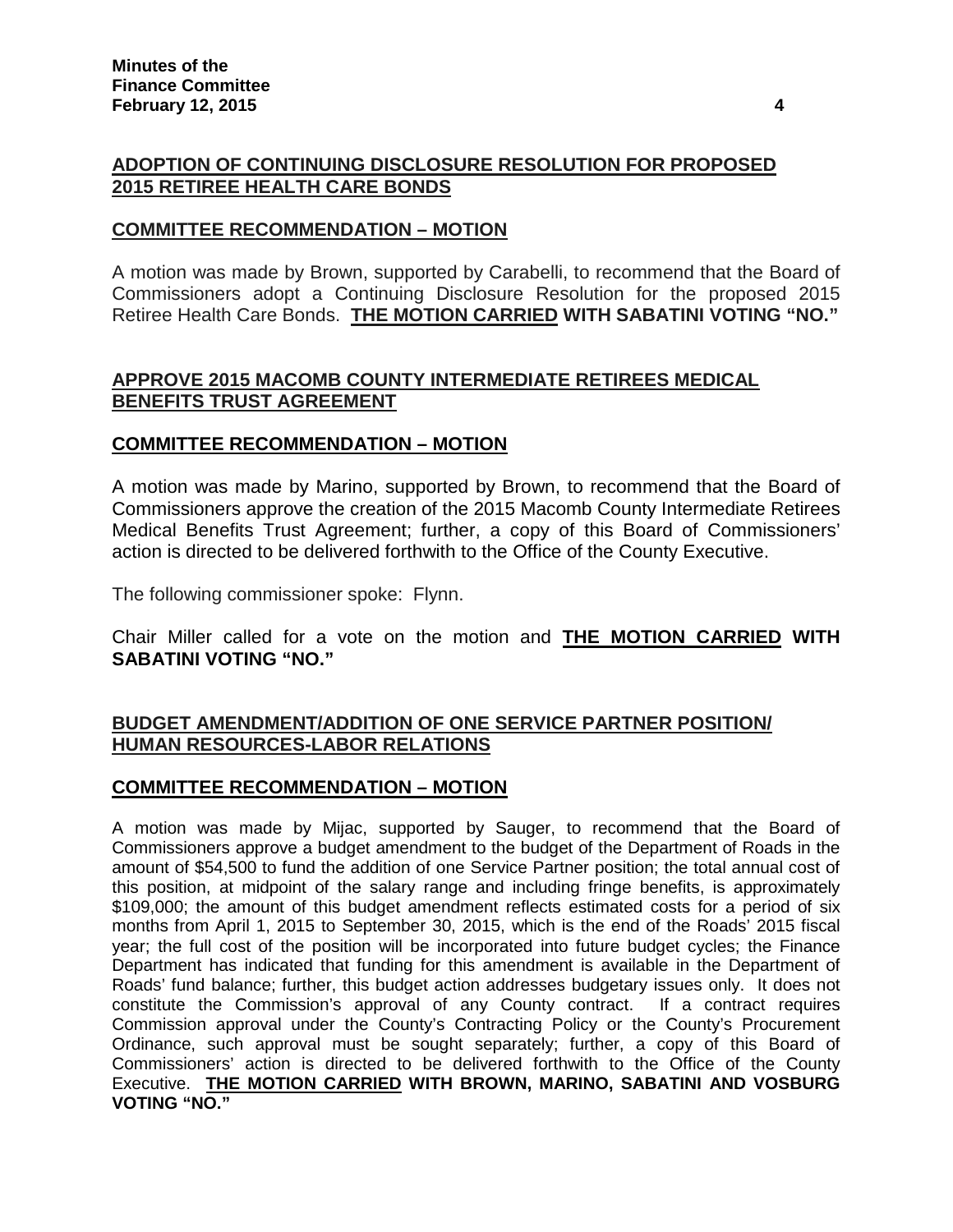## ADOPTION OF CONTINUING DISCLOSURE RESOLUTION FOR PROPOSED 2015 RETIREE HEALTH CARE BONDS

### COMMITTEE RECOMMENDATION – MOTION

A motion was made by Brown, supported by Carabelli, to recommend that the Board of Commissioners adopt a Continuing Disclosure Resolution for the proposed 2015 Retiree Health Care Bonds. **THE MOTION CARRIED WITH SABATINI VOTING "NO."**

## APPROVE 2015 MACOMB COUNTY INTERMEDIATE RETIREES MEDICAL BENEFITS TRUST AGREEMENT

### COMMITTEE RECOMMENDATION – MOTION

A motion was made by Marino, supported by Brown, to recommend that the Board of Commissioners approve the creation of the 2015 Macomb County Intermediate Retirees Medical Benefits Trust Agreement; further, a copy of this Board of Commissioners' action is directed to be delivered forthwith to the Office of the County Executive.

The following commissioner spoke: Flynn.

Chair Miller called for a vote on the motion and **THE MOTION CARRIED WITH SABATINI VOTING "NO."**

## BUDGET AMENDMENT/ADDITION OF ONE SERVICE PARTNER POSITION/ HUMAN RESOURCES-LABOR RELATIONS

### COMMITTEE RECOMMENDATION – MOTION

A motion was made by Mijac, supported by Sauger, to recommend that the Board of Commissioners approve a budget amendment to the budget of the Department of Roads in the amount of $54,500 to fund the addition of one Service Partner position; the total annual cost of this position, at midpoint of the salary range and including fringe benefits, is approximately $109,000; the amount of this budget amendment reflects estimated costs for a period of six months from April 1, 2015 to September 30, 2015, which is the end of the Roads' 2015 fiscal year; the full cost of the position will be incorporated into future budget cycles; the Finance Department has indicated that funding for this amendment is available in the Department of Roads' fund balance; further, this budget action addresses budgetary issues only. It does not constitute the Commission's approval of any County contract. If a contract requires Commission approval under the County's Contracting Policy or the County's Procurement Ordinance, such approval must be sought separately; further, a copy of this Board of Commissioners' action is directed to be delivered forthwith to the Office of the County Executive. **THE MOTION CARRIED WITH BROWN, MARINO, SABATINI AND VOSBURG VOTING "NO."**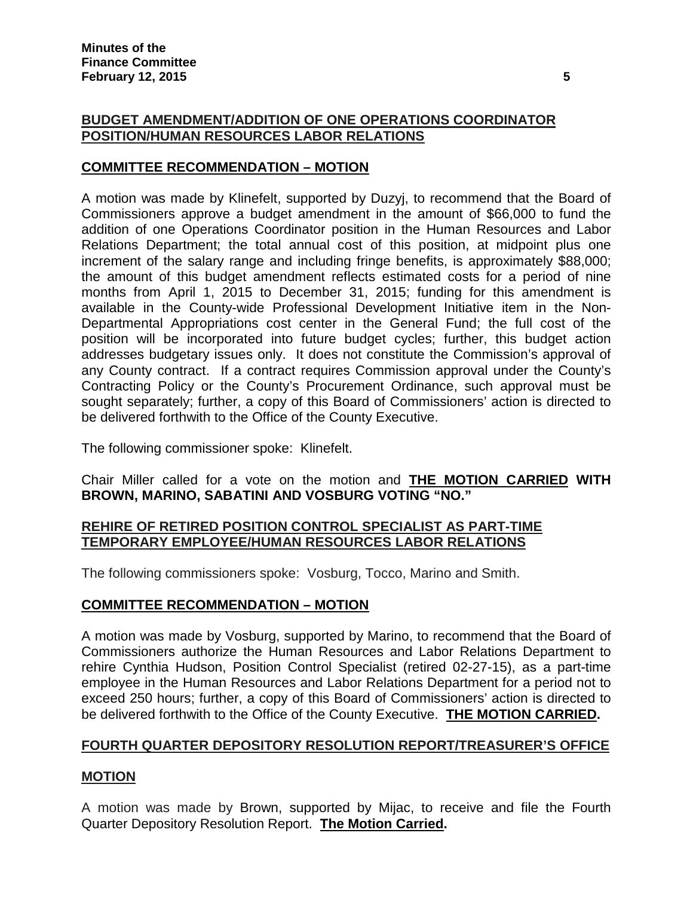## BUDGET AMENDMENT/ADDITION OF ONE OPERATIONS COORDINATOR POSITION/HUMAN RESOURCES LABOR RELATIONS

### COMMITTEE RECOMMENDATION – MOTION

A motion was made by Klinefelt, supported by Duzyj, to recommend that the Board of Commissioners approve a budget amendment in the amount of $66,000 to fund the addition of one Operations Coordinator position in the Human Resources and Labor Relations Department; the total annual cost of this position, at midpoint plus one increment of the salary range and including fringe benefits, is approximately $88,000; the amount of this budget amendment reflects estimated costs for a period of nine months from April 1, 2015 to December 31, 2015; funding for this amendment is available in the County-wide Professional Development Initiative item in the Non-Departmental Appropriations cost center in the General Fund; the full cost of the position will be incorporated into future budget cycles; further, this budget action addresses budgetary issues only. It does not constitute the Commission's approval of any County contract. If a contract requires Commission approval under the County's Contracting Policy or the County's Procurement Ordinance, such approval must be sought separately; further, a copy of this Board of Commissioners' action is directed to be delivered forthwith to the Office of the County Executive.

The following commissioner spoke: Klinefelt.

Chair Miller called for a vote on the motion and **THE MOTION CARRIED WITH BROWN, MARINO, SABATINI AND VOSBURG VOTING "NO."**

## REHIRE OF RETIRED POSITION CONTROL SPECIALIST AS PART-TIME TEMPORARY EMPLOYEE/HUMAN RESOURCES LABOR RELATIONS

The following commissioners spoke: Vosburg, Tocco, Marino and Smith.

### COMMITTEE RECOMMENDATION – MOTION

A motion was made by Vosburg, supported by Marino, to recommend that the Board of Commissioners authorize the Human Resources and Labor Relations Department to rehire Cynthia Hudson, Position Control Specialist (retired 02-27-15), as a part-time employee in the Human Resources and Labor Relations Department for a period not to exceed 250 hours; further, a copy of this Board of Commissioners' action is directed to be delivered forthwith to the Office of the County Executive. **THE MOTION CARRIED.**

## FOURTH QUARTER DEPOSITORY RESOLUTION REPORT/TREASURER'S OFFICE

### MOTION

A motion was made by Brown, supported by Mijac, to receive and file the Fourth Quarter Depository Resolution Report. **The Motion Carried.**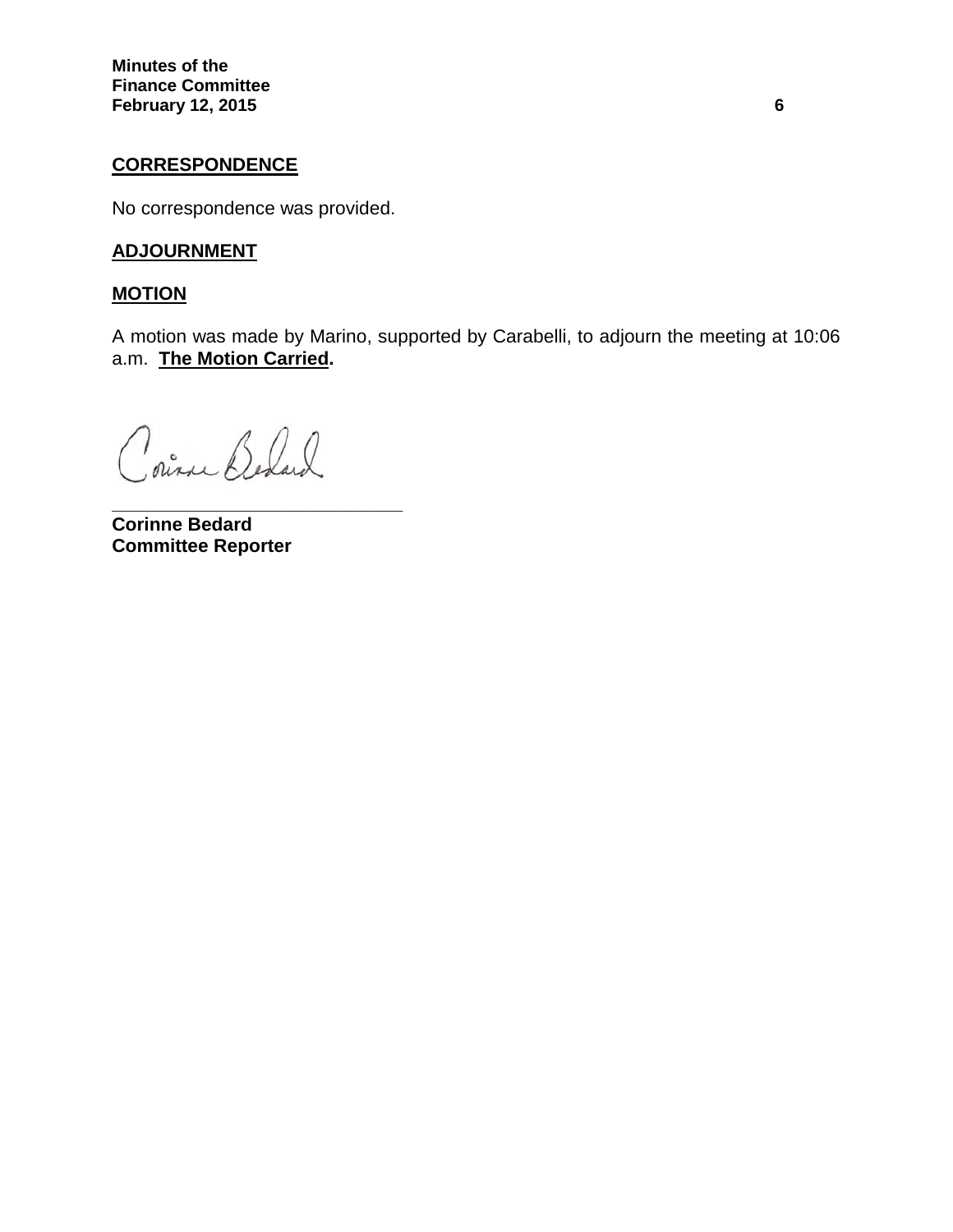**CORRESPONDENCE**

No correspondence was provided.

**ADJOURNMENT**

**MOTION**

A motion was made by Marino, supported by Carabelli, to adjourn the meeting at 10:06 a.m. **The Motion Carried.**

\_\_\_\_\_\_\_\_\_\_\_\_\_\_\_\_\_\_\_\_\_\_\_\_\_\_\_\_\_\_

**Corinne Bedard**
**Committee Reporter**